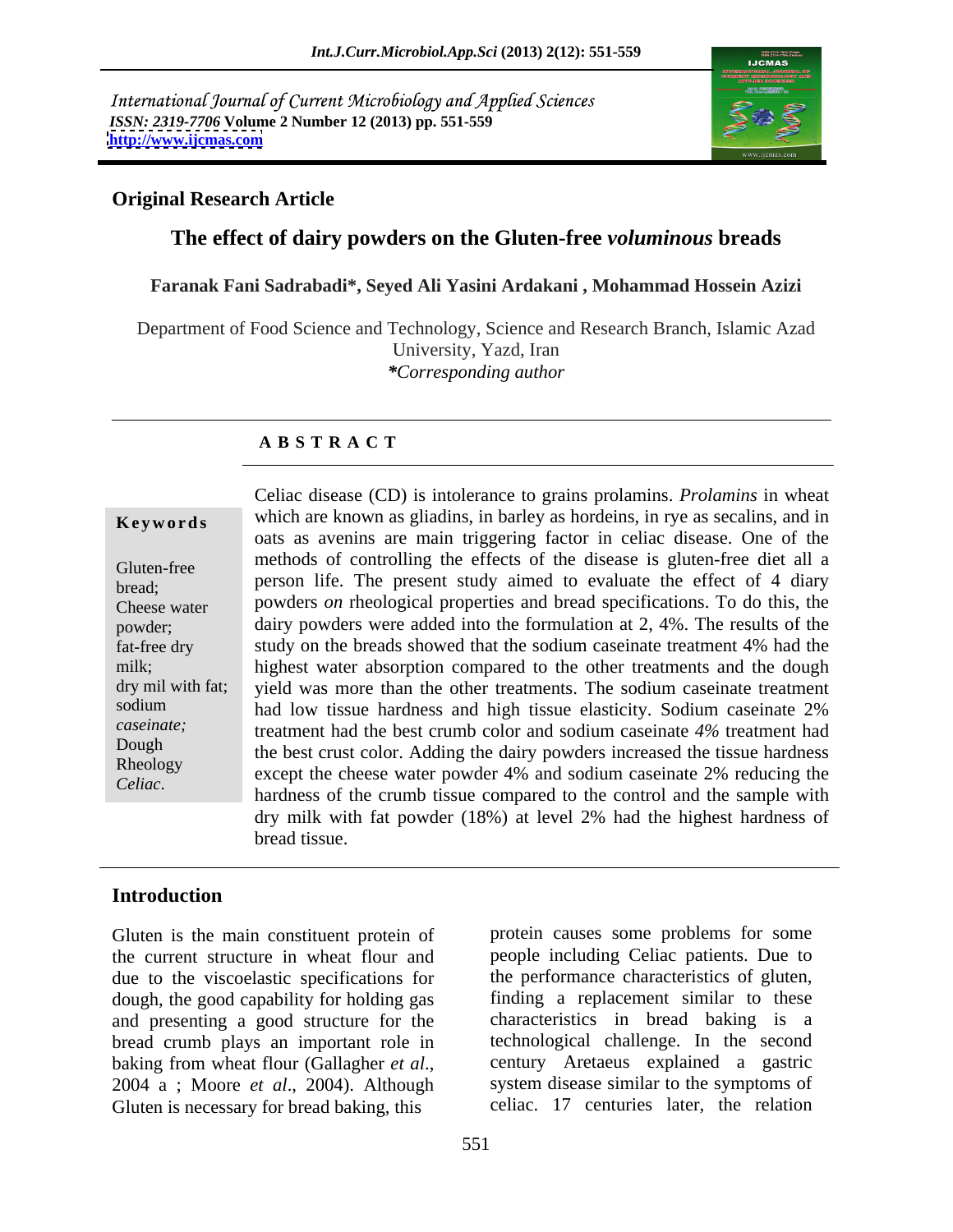International Journal of Current Microbiology and Applied Sciences
*ISSN: 2319-7706* **Volume 2 Number 12 (2013) pp. 551-559**
**http://www.ijcmas.com**

**Original Research Article**

# The effect of dairy powders on the Gluten-free *voluminous* breads

**Faranak Fani Sadrabadi\*, Seyed Ali Yasini Ardakani , Mohammad Hossein Azizi**

Department of Food Science and Technology, Science and Research Branch, Islamic Azad University, Yazd, Iran
***Corresponding author***

**A B S T R A C T**

**Keywords**

Gluten-free bread; Cheese water powder; fat-free dry milk; dry mil with fat; sodium *caseinate;* Dough Rheology *Celiac.*

Celiac disease (CD) is intolerance to grains prolamins. *Prolamins* in wheat which are known as gliadins, in barley as hordeins, in rye as secalins, and in oats as avenins are main triggering factor in celiac disease. One of the methods of controlling the effects of the disease is gluten-free diet all a person life. The present study aimed to evaluate the effect of 4 diary powders *on* rheological properties and bread specifications. To do this, the dairy powders were added into the formulation at 2, 4%. The results of the study on the breads showed that the sodium caseinate treatment 4% had the highest water absorption compared to the other treatments and the dough yield was more than the other treatments. The sodium caseinate treatment had low tissue hardness and high tissue elasticity. Sodium caseinate 2% treatment had the best crumb color and sodium caseinate *4%* treatment had the best crust color. Adding the dairy powders increased the tissue hardness except the cheese water powder 4% and sodium caseinate 2% reducing the hardness of the crumb tissue compared to the control and the sample with dry milk with fat powder (18%) at level 2% had the highest hardness of bread tissue.

## Introduction

Gluten is the main constituent protein of the current structure in wheat flour and due to the viscoelastic specifications for dough, the good capability for holding gas and presenting a good structure for the bread crumb plays an important role in baking from wheat flour (Gallagher *et al*., 2004 a ; Moore *et al*., 2004). Although Gluten is necessary for bread baking, this protein causes some problems for some people including Celiac patients. Due to the performance characteristics of gluten, finding a replacement similar to these characteristics in bread baking is a technological challenge. In the second century Aretaeus explained a gastric system disease similar to the symptoms of celiac. 17 centuries later, the relation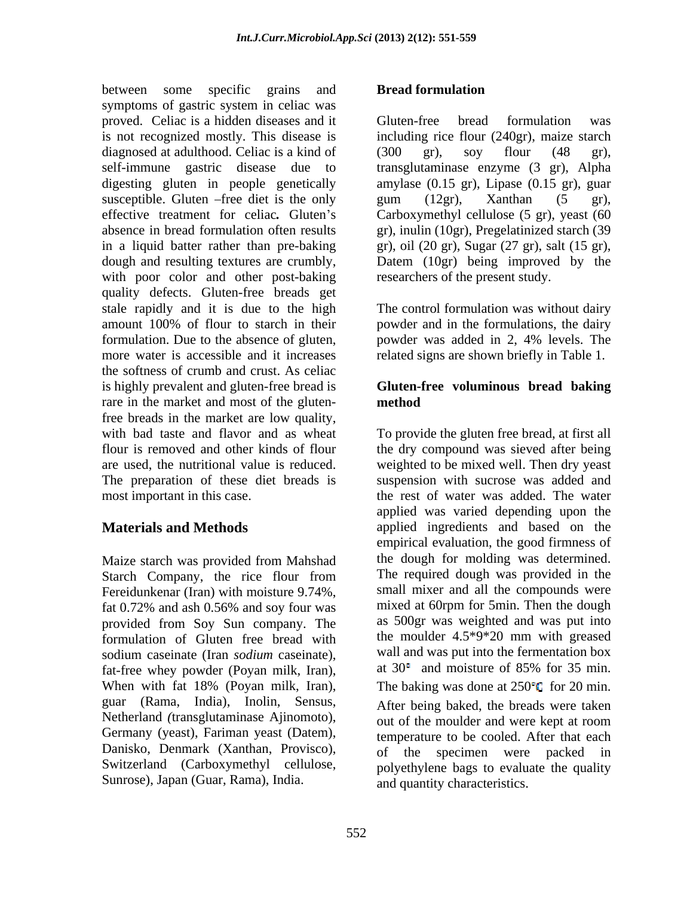between some specific grains and symptoms of gastric system in celiac was proved. Celiac is a hidden diseases and it is not recognized mostly. This disease is diagnosed at adulthood. Celiac is a kind of self-immune gastric disease due to digesting gluten in people genetically susceptible. Gluten –free diet is the only effective treatment for celiac**.** Gluten's absence in bread formulation often results in a liquid batter rather than pre-baking dough and resulting textures are crumbly, with poor color and other post-baking quality defects. Gluten-free breads get stale rapidly and it is due to the high amount 100% of flour to starch in their formulation. Due to the absence of gluten, more water is accessible and it increases the softness of crumb and crust. As celiac is highly prevalent and gluten-free bread is rare in the market and most of the gluten-free breads in the market are low quality, with bad taste and flavor and as wheat flour is removed and other kinds of flour are used, the nutritional value is reduced. The preparation of these diet breads is most important in this case.

## Materials and Methods

Maize starch was provided from Mahshad Starch Company, the rice flour from Fereidunkenar (Iran) with moisture 9.74%, fat 0.72% and ash 0.56% and soy four was provided from Soy Sun company. The formulation of Gluten free bread with sodium caseinate (Iran *sodium* caseinate), fat-free whey powder (Poyan milk, Iran), When with fat 18% (Poyan milk, Iran), guar (Rama, India), Inolin, Sensus, Netherland *(*transglutaminase Ajinomoto), Germany (yeast), Fariman yeast (Datem), Danisko, Denmark (Xanthan, Provisco), Switzerland (Carboxymethyl cellulose, Sunrose), Japan (Guar, Rama), India.

### Bread formulation

Gluten-free bread formulation was including rice flour (240gr), maize starch (300 gr), soy flour (48 gr), transglutaminase enzyme (3 gr), Alpha amylase (0.15 gr), Lipase (0.15 gr), guar gum (12gr), Xanthan (5 gr), Carboxymethyl cellulose (5 gr), yeast (60 gr), inulin (10gr), Pregelatinized starch (39 gr), oil (20 gr), Sugar (27 gr), salt (15 gr), Datem (10gr) being improved by the researchers of the present study.

The control formulation was without dairy powder and in the formulations, the dairy powder was added in 2, 4% levels. The related signs are shown briefly in Table 1.

### Gluten-free voluminous bread baking method

To provide the gluten free bread, at first all the dry compound was sieved after being weighted to be mixed well. Then dry yeast suspension with sucrose was added and the rest of water was added. The water applied was varied depending upon the applied ingredients and based on the empirical evaluation, the good firmness of the dough for molding was determined. The required dough was provided in the small mixer and all the compounds were mixed at 60rpm for 5min. Then the dough as 500gr was weighted and was put into the moulder 4.5*9*20 mm with greased wall and was put into the fermentation box at 30° and moisture of 85% for 35 min. The baking was done at 250°C for 20 min. After being baked, the breads were taken out of the moulder and were kept at room temperature to be cooled. After that each of the specimen were packed in polyethylene bags to evaluate the quality and quantity characteristics.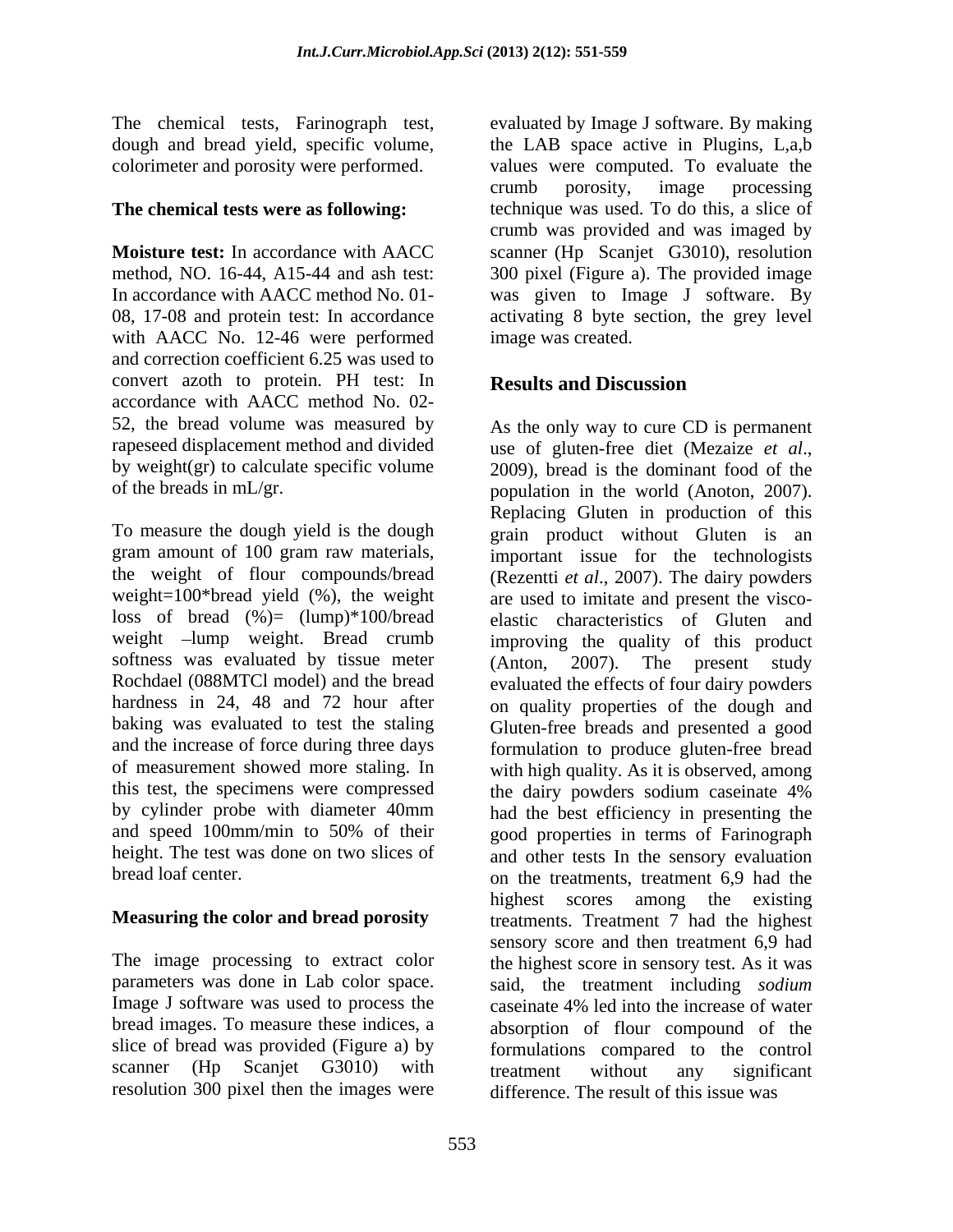The chemical tests, Farinograph test, dough and bread yield, specific volume, colorimeter and porosity were performed.

**The chemical tests were as following:**

**Moisture test:** In accordance with AACC method, NO. 16-44, A15-44 and ash test: In accordance with AACC method No. 01-08, 17-08 and protein test: In accordance with AACC No. 12-46 were performed and correction coefficient 6.25 was used to convert azoth to protein. PH test: In accordance with AACC method No. 02-52, the bread volume was measured by rapeseed displacement method and divided by weight(gr) to calculate specific volume of the breads in mL/gr.

To measure the dough yield is the dough gram amount of 100 gram raw materials, the weight of flour compounds/bread weight=100*bread yield (%), the weight loss of bread (%)= (lump)*100/bread weight –lump weight. Bread crumb softness was evaluated by tissue meter Rochdael (088MTCl model) and the bread hardness in 24, 48 and 72 hour after baking was evaluated to test the staling and the increase of force during three days of measurement showed more staling. In this test, the specimens were compressed by cylinder probe with diameter 40mm and speed 100mm/min to 50% of their height. The test was done on two slices of bread loaf center.

**Measuring the color and bread porosity**

The image processing to extract color parameters was done in Lab color space. Image J software was used to process the bread images. To measure these indices, a slice of bread was provided (Figure a) by scanner (Hp Scanjet G3010) with resolution 300 pixel then the images were evaluated by Image J software. By making the LAB space active in Plugins, L,a,b values were computed. To evaluate the crumb porosity, image processing technique was used. To do this, a slice of crumb was provided and was imaged by scanner (Hp Scanjet G3010), resolution 300 pixel (Figure a). The provided image was given to Image J software. By activating 8 byte section, the grey level image was created.

## Results and Discussion

As the only way to cure CD is permanent use of gluten-free diet (Mezaize *et al*., 2009), bread is the dominant food of the population in the world (Anoton, 2007). Replacing Gluten in production of this grain product without Gluten is an important issue for the technologists (Rezentti *et al*., 2007). The dairy powders are used to imitate and present the visco-elastic characteristics of Gluten and improving the quality of this product (Anton, 2007). The present study evaluated the effects of four dairy powders on quality properties of the dough and Gluten-free breads and presented a good formulation to produce gluten-free bread with high quality. As it is observed, among the dairy powders sodium caseinate 4% had the best efficiency in presenting the good properties in terms of Farinograph and other tests In the sensory evaluation on the treatments, treatment 6,9 had the highest scores among the existing treatments. Treatment 7 had the highest sensory score and then treatment 6,9 had the highest score in sensory test. As it was said, the treatment including *sodium* caseinate 4% led into the increase of water absorption of flour compound of the formulations compared to the control treatment without any significant difference. The result of this issue was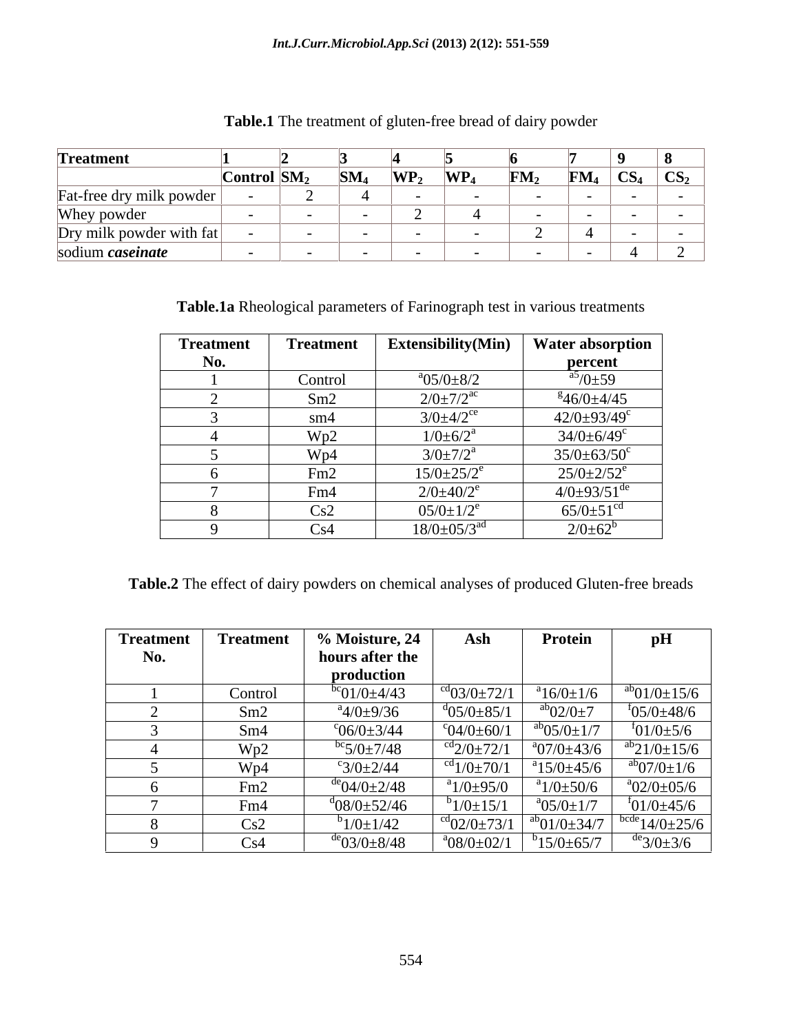**Table.1** The treatment of gluten-free bread of dairy powder

| **Treatment** | **1** | **2** | **3** | **4** | **5** | **6** | **7** | **9** | **8** |
|---|---|---|---|---|---|---|---|---|---|
| | **Control** | **$SM_2$** | **$SM_4$** | **$WP_2$** | **$WP_4$** | **$FM_2$** | **$FM_4$** | **$CS_4$** | **$CS_2$** |
| Fat-free dry milk powder | - | 2 | 4 | - | - | - | - | - | - |
| Whey powder | - | - | - | 2 | 4 | - | - | - | - |
| Dry milk powder with fat | - | - | - | - | - | 2 | 4 | - | - |
| sodium ***caseinate*** | - | - | - | - | - | - | - | 4 | 2 |

**Table.1a** Rheological parameters of Farinograph test in various treatments

| **Treatment No.** | **Treatment** | **Extensibility(Min)** | **Water absorption percent** |
|---|---|---|---|
| 1 | Control | $^{a}05/0\pm8/2$ | $^{a5}/0\pm59$ |
| 2 | Sm2 | $2/0\pm7/2^{ac}$ | $^{g}46/0\pm4/45$ |
| 3 | sm4 | $3/0\pm4/2^{ce}$ | $42/0\pm93/49^{c}$ |
| 4 | Wp2 | $1/0\pm6/2^{a}$ | $34/0\pm6/49^{c}$ |
| 5 | Wp4 | $3/0\pm7/2^{a}$ | $35/0\pm63/50^{c}$ |
| 6 | Fm2 | $15/0\pm25/2^{e}$ | $25/0\pm2/52^{e}$ |
| 7 | Fm4 | $2/0\pm40/2^{e}$ | $4/0\pm93/51^{de}$ |
| 8 | Cs2 | $05/0\pm1/2^{e}$ | $65/0\pm51^{cd}$ |
| 9 | Cs4 | $18/0\pm05/3^{ad}$ | $2/0\pm62^{b}$ |

**Table.2** The effect of dairy powders on chemical analyses of produced Gluten-free breads

| **Treatment No.** | **Treatment** | **% Moisture, 24 hours after the production** | **Ash** | **Protein** | **pH** |
|---|---|---|---|---|---|
| 1 | Control | $^{bc}01/0\pm4/43$ | $^{cd}03/0\pm72/1$ | $^{a}16/0\pm1/6$ | $^{ab}01/0\pm15/6$ |
| 2 | Sm2 | $^{a}4/0\pm9/36$ | $^{d}05/0\pm85/1$ | $^{ab}02/0\pm7$ | $^{f}05/0\pm48/6$ |
| 3 | Sm4 | $^{c}06/0\pm3/44$ | $^{c}04/0\pm60/1$ | $^{ab}05/0\pm1/7$ | $^{f}01/0\pm5/6$ |
| 4 | Wp2 | $^{bc}5/0\pm7/48$ | $^{cd}2/0\pm72/1$ | $^{a}07/0\pm43/6$ | $^{ab}21/0\pm15/6$ |
| 5 | Wp4 | $^{c}3/0\pm2/44$ | $^{cd}1/0\pm70/1$ | $^{a}15/0\pm45/6$ | $^{ab}07/0\pm1/6$ |
| 6 | Fm2 | $^{de}04/0\pm2/48$ | $^{a}1/0\pm95/0$ | $^{a}1/0\pm50/6$ | $^{a}02/0\pm05/6$ |
| 7 | Fm4 | $^{d}08/0\pm52/46$ | $^{b}1/0\pm15/1$ | $^{a}05/0\pm1/7$ | $^{f}01/0\pm45/6$ |
| 8 | Cs2 | $^{b}1/0\pm1/42$ | $^{cd}02/0\pm73/1$ | $^{ab}01/0\pm34/7$ | $^{bcde}14/0\pm25/6$ |
| 9 | Cs4 | $^{de}03/0\pm8/48$ | $^{a}08/0\pm02/1$ | $^{b}15/0\pm65/7$ | $^{de}3/0\pm3/6$ |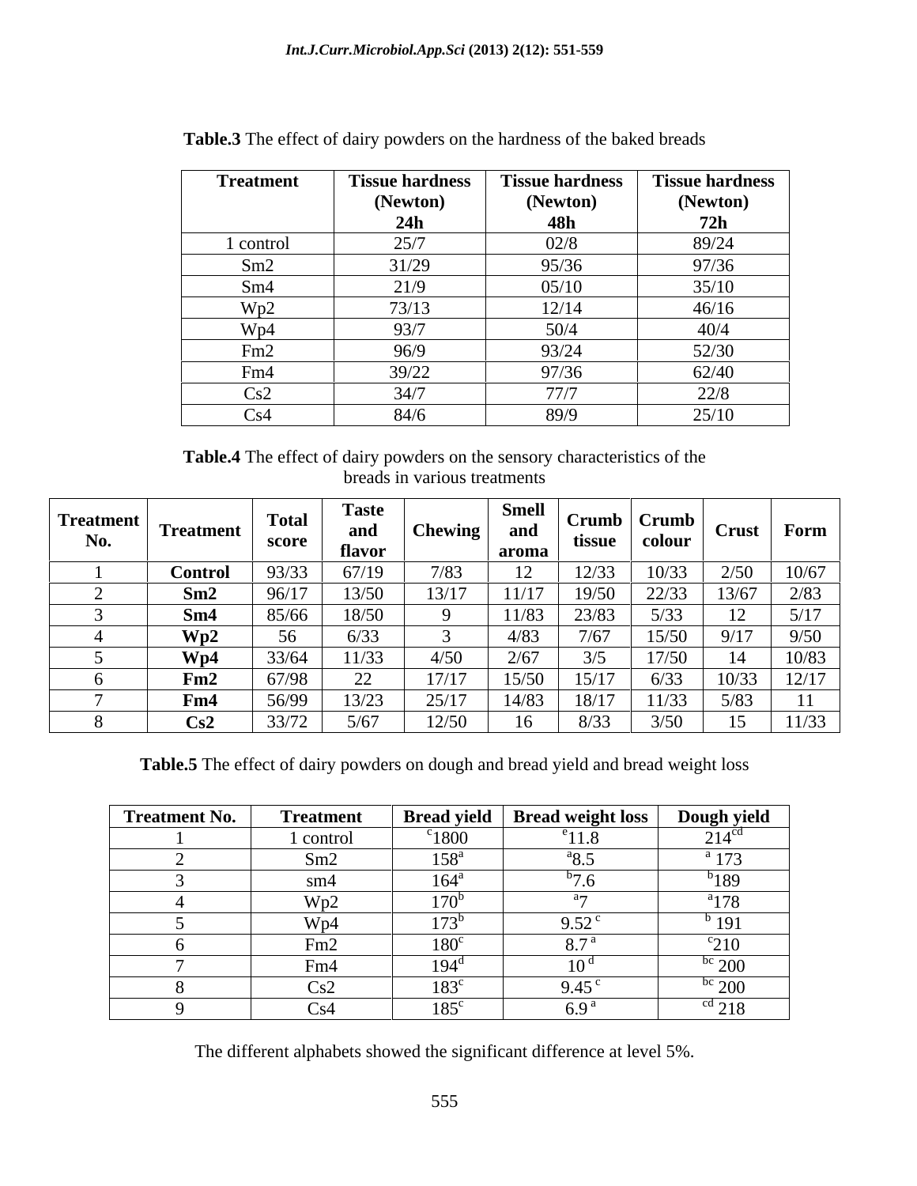**Table.3** The effect of dairy powders on the hardness of the baked breads

| Treatment | Tissue hardness (Newton) 24h | Tissue hardness (Newton) 48h | Tissue hardness (Newton) 72h |
|---|---|---|---|
| 1 control | 25/7 | 02/8 | 89/24 |
| Sm2 | 31/29 | 95/36 | 97/36 |
| Sm4 | 21/9 | 05/10 | 35/10 |
| Wp2 | 73/13 | 12/14 | 46/16 |
| Wp4 | 93/7 | 50/4 | 40/4 |
| Fm2 | 96/9 | 93/24 | 52/30 |
| Fm4 | 39/22 | 97/36 | 62/40 |
| Cs2 | 34/7 | 77/7 | 22/8 |
| Cs4 | 84/6 | 89/9 | 25/10 |

**Table.4** The effect of dairy powders on the sensory characteristics of the breads in various treatments

| Treatment No. | Treatment | Total score | Taste and flavor | Chewing | Smell and aroma | Crumb tissue | Crumb colour | Crust | Form |
|---|---|---|---|---|---|---|---|---|---|
| 1 | **Control** | 93/33 | 67/19 | 7/83 | 12 | 12/33 | 10/33 | 2/50 | 10/67 |
| 2 | **Sm2** | 96/17 | 13/50 | 13/17 | 11/17 | 19/50 | 22/33 | 13/67 | 2/83 |
| 3 | **Sm4** | 85/66 | 18/50 | 9 | 11/83 | 23/83 | 5/33 | 12 | 5/17 |
| 4 | **Wp2** | 56 | 6/33 | 3 | 4/83 | 7/67 | 15/50 | 9/17 | 9/50 |
| 5 | **Wp4** | 33/64 | 11/33 | 4/50 | 2/67 | 3/5 | 17/50 | 14 | 10/83 |
| 6 | **Fm2** | 67/98 | 22 | 17/17 | 15/50 | 15/17 | 6/33 | 10/33 | 12/17 |
| 7 | **Fm4** | 56/99 | 13/23 | 25/17 | 14/83 | 18/17 | 11/33 | 5/83 | 11 |
| 8 | **Cs2** | 33/72 | 5/67 | 12/50 | 16 | 8/33 | 3/50 | 15 | 11/33 |

**Table.5** The effect of dairy powders on dough and bread yield and bread weight loss

| Treatment No. | Treatment | Bread yield | Bread weight loss | Dough yield |
|---|---|---|---|---|
| 1 | 1 control | $^{c}1800$ | $^{e}11.8$ | $214^{cd}$ |
| 2 | Sm2 | $158^{a}$ | $^{a}8.5$ | $^{a}$ 173 |
| 3 | sm4 | $164^{a}$ | $^{b}7.6$ | $^{b}189$ |
| 4 | Wp2 | $170^{b}$ | $^{a}7$ | $^{a}178$ |
| 5 | Wp4 | $173^{b}$ | $9.52^{c}$ | $^{b}$ 191 |
| 6 | Fm2 | $180^{c}$ | $8.7^{a}$ | $^{c}210$ |
| 7 | Fm4 | $194^{d}$ | $10^{d}$ | $^{bc}$ 200 |
| 8 | Cs2 | $183^{c}$ | $9.45^{c}$ | $^{bc}$ 200 |
| 9 | Cs4 | $185^{c}$ | $6.9^{a}$ | $^{cd}$ 218 |

The different alphabets showed the significant difference at level 5%.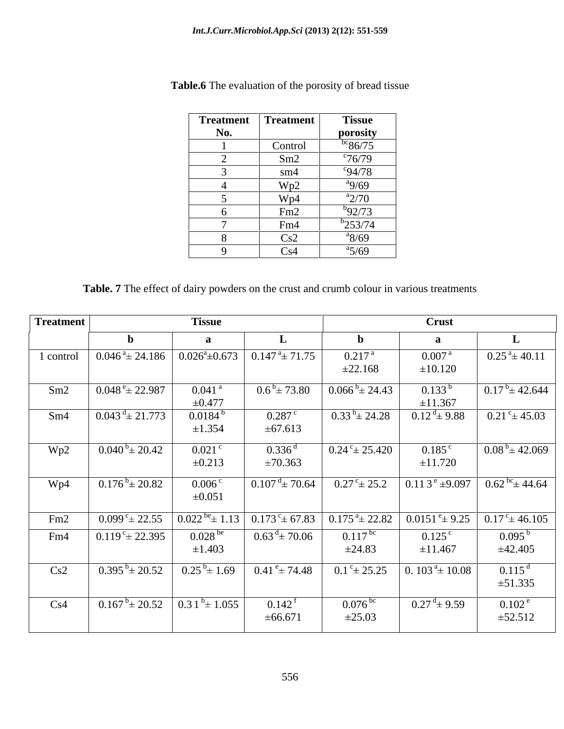**Table.6** The evaluation of the porosity of bread tissue

| Treatment No. | Treatment | Tissue porosity |
|---|---|---|
| 1 | Control | [bc]86/75 |
| 2 | Sm2 | [c]76/79 |
| 3 | sm4 | [c]94/78 |
| 4 | Wp2 | [a]9/69 |
| 5 | Wp4 | [a]2/70 |
| 6 | Fm2 | [b]92/73 |
| 7 | Fm4 | [b]253/74 |
| 8 | Cs2 | [a]8/69 |
| 9 | Cs4 | [a]5/69 |

**Table. 7** The effect of dairy powders on the crust and crumb colour in various treatments

| Treatment | Tissue | | | Crust | | |
|---|---|---|---|---|---|---|
| | b | a | L | b | a | L |
| 1 control | 0.046 [a]± 24.186 | 0.026[a]±0.673 | 0.147 [a]± 71.75 | 0.217 [a] ±22.168 | 0.007 [a] ±10.120 | 0.25 [a]± 40.11 |
| Sm2 | 0.048 [e]± 22.987 | 0.041 [a] ±0.477 | 0.6 [b]± 73.80 | 0.066 [b]± 24.43 | 0.133 [b] ±11.367 | 0.17 [b]± 42.644 |
| Sm4 | 0.043 [d]± 21.773 | 0.0184 [b] ±1.354 | 0.287 [c] ±67.613 | 0.33 [b]± 24.28 | 0.12 [d]± 9.88 | 0.21 [c]± 45.03 |
| Wp2 | 0.040 [b]± 20.42 | 0.021 [c] ±0.213 | 0.336 [d] ±70.363 | 0.24 [c]± 25.420 | 0.185 [c] ±11.720 | 0.08 [b]± 42.069 |
| Wp4 | 0.176 [b]± 20.82 | 0.006 [c] ±0.051 | 0.107 [d]± 70.64 | 0.27 [c]± 25.2 | 0.11 3 [e] ±9.097 | 0.62 [bc]± 44.64 |
| Fm2 | 0.099 [c]± 22.55 | 0.022 [be]± 1.13 | 0.173 [c]± 67.83 | 0.175 [a]± 22.82 | 0.0151 [e]± 9.25 | 0.17 [c]± 46.105 |
| Fm4 | 0.119 [c]± 22.395 | 0.028 [be] ±1.403 | 0.63 [d]± 70.06 | 0.117 [bc] ±24.83 | 0.125 [c] ±11.467 | 0.095 [b] ±42.405 |
| Cs2 | 0.395 [b]± 20.52 | 0.25 [b]± 1.69 | 0.41 [e]± 74.48 | 0.1 [c]± 25.25 | 0. 103 [a]± 10.08 | 0.115 [d] ±51.335 |
| Cs4 | 0.167 [b]± 20.52 | 0.3 1 [b]± 1.055 | 0.142 [f] ±66.671 | 0.076 [bc] ±25.03 | 0.27 [d]± 9.59 | 0.102 [e] ±52.512 |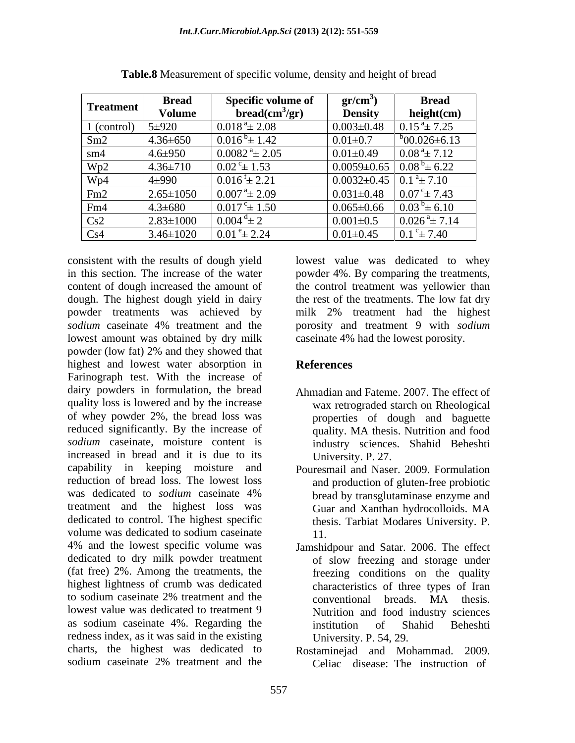**Table.8** Measurement of specific volume, density and height of bread

| Treatment | Bread Volume | Specific volume of bread($cm^3$/gr) | gr/$cm^3$) Density | Bread height(cm) |
|---|---|---|---|---|
| 1 (control) | 5±920 | $0.018^a$± 2.08 | 0.003±0.48 | $0.15^a$± 7.25 |
| Sm2 | 4.36±650 | $0.016^b$± 1.42 | 0.01±0.7 | $^b$00.026±6.13 |
| sm4 | 4.6±950 | $0.0082^a$± 2.05 | 0.01±0.49 | $0.08^a$± 7.12 |
| Wp2 | 4.36±710 | $0.02^c$± 1.53 | 0.0059±0.65 | $0.08^b$± 6.22 |
| Wp4 | 4±990 | $0.016^f$± 2.21 | 0.0032±0.45 | $0.1^a$± 7.10 |
| Fm2 | 2.65±1050 | $0.007^a$± 2.09 | 0.031±0.48 | $0.07^c$± 7.43 |
| Fm4 | 4.3±680 | $0.017^c$± 1.50 | 0.065±0.66 | $0.03^b$± 6.10 |
| Cs2 | 2.83±1000 | $0.004^d$± 2 | 0.001±0.5 | $0.026^a$± 7.14 |
| Cs4 | 3.46±1020 | $0.01^e$± 2.24 | 0.01±0.45 | $0.1^c$± 7.40 |

consistent with the results of dough yield in this section. The increase of the water content of dough increased the amount of dough. The highest dough yield in dairy powder treatments was achieved by *sodium* caseinate 4% treatment and the lowest amount was obtained by dry milk powder (low fat) 2% and they showed that highest and lowest water absorption in Farinograph test. With the increase of dairy powders in formulation, the bread quality loss is lowered and by the increase of whey powder 2%, the bread loss was reduced significantly. By the increase of *sodium* caseinate, moisture content is increased in bread and it is due to its capability in keeping moisture and reduction of bread loss. The lowest loss was dedicated to *sodium* caseinate 4% treatment and the highest loss was dedicated to control. The highest specific volume was dedicated to sodium caseinate 4% and the lowest specific volume was dedicated to dry milk powder treatment (fat free) 2%. Among the treatments, the highest lightness of crumb was dedicated to sodium caseinate 2% treatment and the lowest value was dedicated to treatment 9 as sodium caseinate 4%. Regarding the redness index, as it was said in the existing charts, the highest was dedicated to sodium caseinate 2% treatment and the lowest value was dedicated to whey powder 4%. By comparing the treatments, the control treatment was yellowier than the rest of the treatments. The low fat dry milk 2% treatment had the highest porosity and treatment 9 with *sodium* caseinate 4% had the lowest porosity.

## References

Ahmadian and Fateme. 2007. The effect of wax retrograded starch on Rheological properties of dough and baguette quality. MA thesis. Nutrition and food industry sciences. Shahid Beheshti University. P. 27.

Pouresmail and Naser. 2009. Formulation and production of gluten-free probiotic bread by transglutaminase enzyme and Guar and Xanthan hydrocolloids. MA thesis. Tarbiat Modares University. P. 11.

Jamshidpour and Satar. 2006. The effect of slow freezing and storage under freezing conditions on the quality characteristics of three types of Iran conventional breads. MA thesis. Nutrition and food industry sciences institution of Shahid Beheshti University. P. 54, 29.

Rostaminejad and Mohammad. 2009. Celiac disease: The instruction of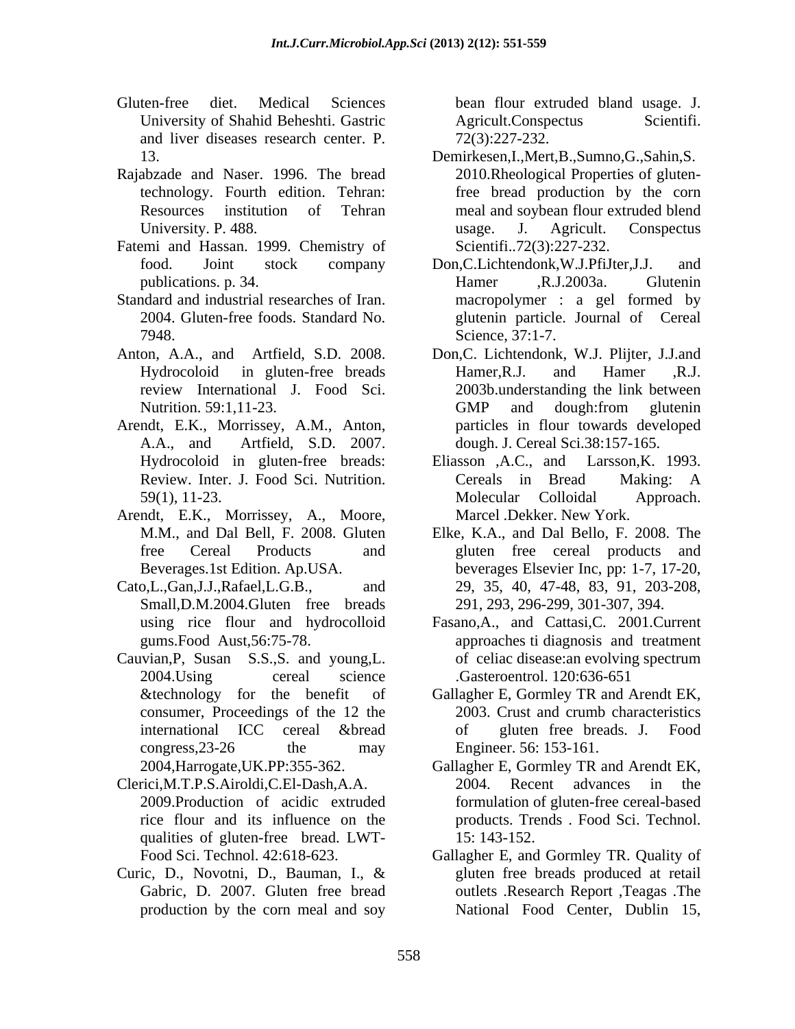Gluten-free diet. Medical Sciences University of Shahid Beheshti. Gastric and liver diseases research center. P. 13.

Rajabzade and Naser. 1996. The bread technology. Fourth edition. Tehran: Resources institution of Tehran University. P. 488.

Fatemi and Hassan. 1999. Chemistry of food. Joint stock company publications. p. 34.

Standard and industrial researches of Iran. 2004. Gluten-free foods. Standard No. 7948.

Anton, A.A., and Artfield, S.D. 2008. Hydrocoloid in gluten-free breads review International J. Food Sci. Nutrition. 59:1,11-23.

Arendt, E.K., Morrissey, A.M., Anton, A.A., and Artfield, S.D. 2007. Hydrocoloid in gluten-free breads: Review. Inter. J. Food Sci. Nutrition. 59(1), 11-23.

Arendt, E.K., Morrissey, A., Moore, M.M., and Dal Bell, F. 2008. Gluten free Cereal Products and Beverages.1st Edition. Ap.USA.

Cato,L.,Gan,J.J.,Rafael,L.G.B., and Small,D.M.2004.Gluten free breads using rice flour and hydrocolloid gums.Food Aust,56:75-78.

Cauvian,P, Susan S.S.,S. and young,L. 2004.Using cereal science &technology for the benefit of consumer, Proceedings of the 12 the international ICC cereal &bread congress,23-26 the may 2004,Harrogate,UK.PP:355-362.

Clerici,M.T.P.S.Airoldi,C.El-Dash,A.A. 2009.Production of acidic extruded rice flour and its influence on the qualities of gluten-free bread. LWT-Food Sci. Technol. 42:618-623.

Curic, D., Novotni, D., Bauman, I., & Gabric, D. 2007. Gluten free bread production by the corn meal and soy bean flour extruded bland usage. J. Agricult.Conspectus Scientifi. 72(3):227-232.

Demirkesen,I.,Mert,B.,Sumno,G.,Sahin,S. 2010.Rheological Properties of gluten-free bread production by the corn meal and soybean flour extruded blend usage. J. Agricult. Conspectus Scientifi..72(3):227-232.

Don,C.Lichtendonk,W.J.PfiJter,J.J. and Hamer ,R.J.2003a. Glutenin macropolymer : a gel formed by glutenin particle. Journal of Cereal Science, 37:1-7.

Don,C. Lichtendonk, W.J. Plijter, J.J.and Hamer,R.J. and Hamer ,R.J. 2003b.understanding the link between GMP and dough:from glutenin particles in flour towards developed dough. J. Cereal Sci.38:157-165.

Eliasson ,A.C., and Larsson,K. 1993. Cereals in Bread Making: A Molecular Colloidal Approach. Marcel .Dekker. New York.

Elke, K.A., and Dal Bello, F. 2008. The gluten free cereal products and beverages Elsevier Inc, pp: 1-7, 17-20, 29, 35, 40, 47-48, 83, 91, 203-208, 291, 293, 296-299, 301-307, 394.

Fasano,A., and Cattasi,C. 2001.Current approaches ti diagnosis and treatment of celiac disease:an evolving spectrum .Gasteroentrol. 120:636-651

Gallagher E, Gormley TR and Arendt EK, 2003. Crust and crumb characteristics of gluten free breads. J. Food Engineer. 56: 153-161.

Gallagher E, Gormley TR and Arendt EK, 2004. Recent advances in the formulation of gluten-free cereal-based products. Trends . Food Sci. Technol. 15: 143-152.

Gallagher E, and Gormley TR. Quality of gluten free breads produced at retail outlets .Research Report ,Teagas .The National Food Center, Dublin 15,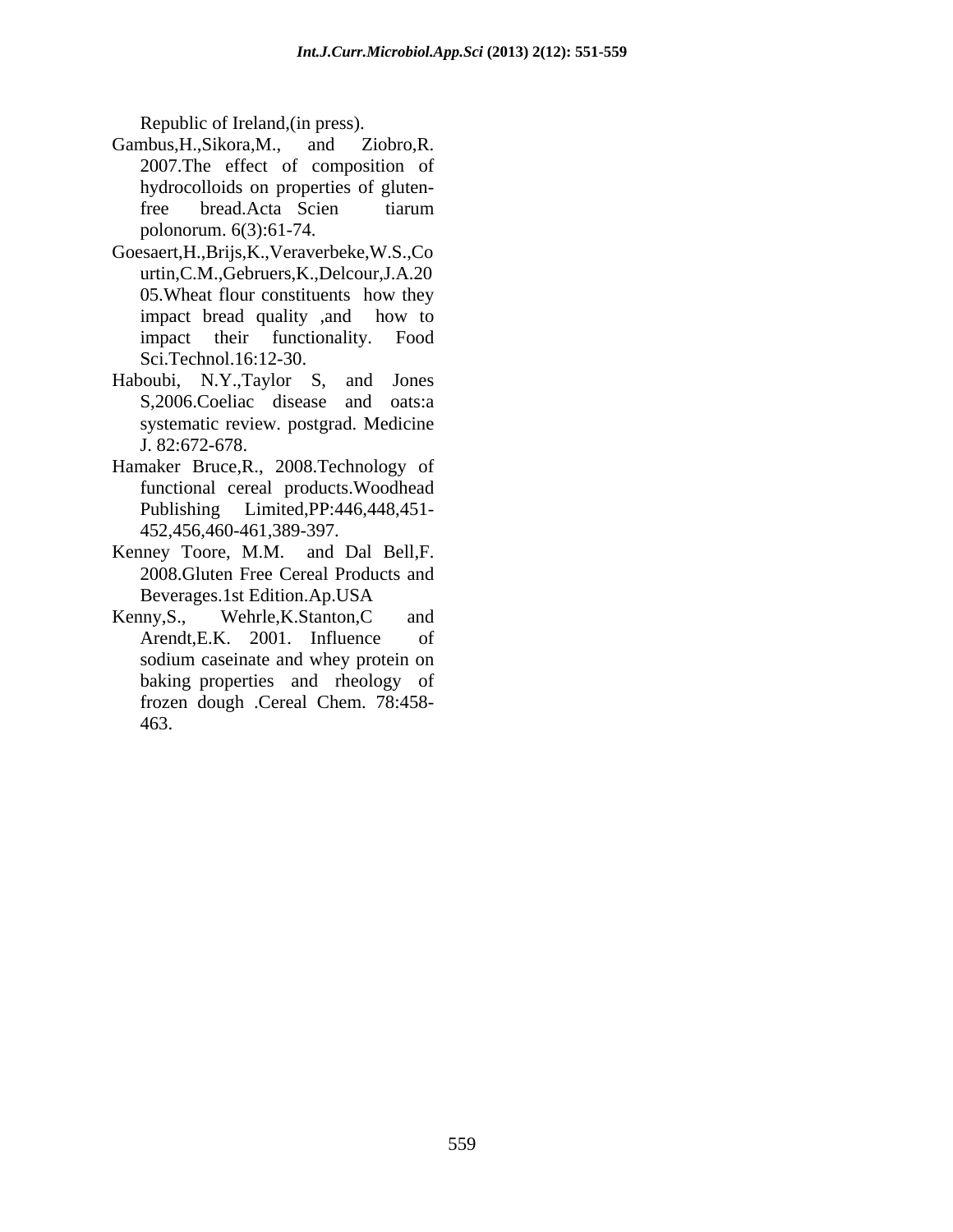Republic of Ireland,(in press).

Gambus,H.,Sikora,M., and Ziobro,R. 2007.The effect of composition of hydrocolloids on properties of gluten-free bread.Acta Scien tiarum polonorum. 6(3):61-74.

Goesaert,H.,Brijs,K.,Veraverbeke,W.S.,Courtin,C.M.,Gebruers,K.,Delcour,J.A.2005.Wheat flour constituents how they impact bread quality ,and how to impact their functionality. Food Sci.Technol.16:12-30.

Haboubi, N.Y.,Taylor S, and Jones S,2006.Coeliac disease and oats:a systematic review. postgrad. Medicine J. 82:672-678.

Hamaker Bruce,R., 2008.Technology of functional cereal products.Woodhead Publishing Limited,PP:446,448,451-452,456,460-461,389-397.

Kenney Toore, M.M. and Dal Bell,F. 2008.Gluten Free Cereal Products and Beverages.1st Edition.Ap.USA

Kenny,S., Wehrle,K.Stanton,C and Arendt,E.K. 2001. Influence of sodium caseinate and whey protein on baking properties and rheology of frozen dough .Cereal Chem. 78:458-463.